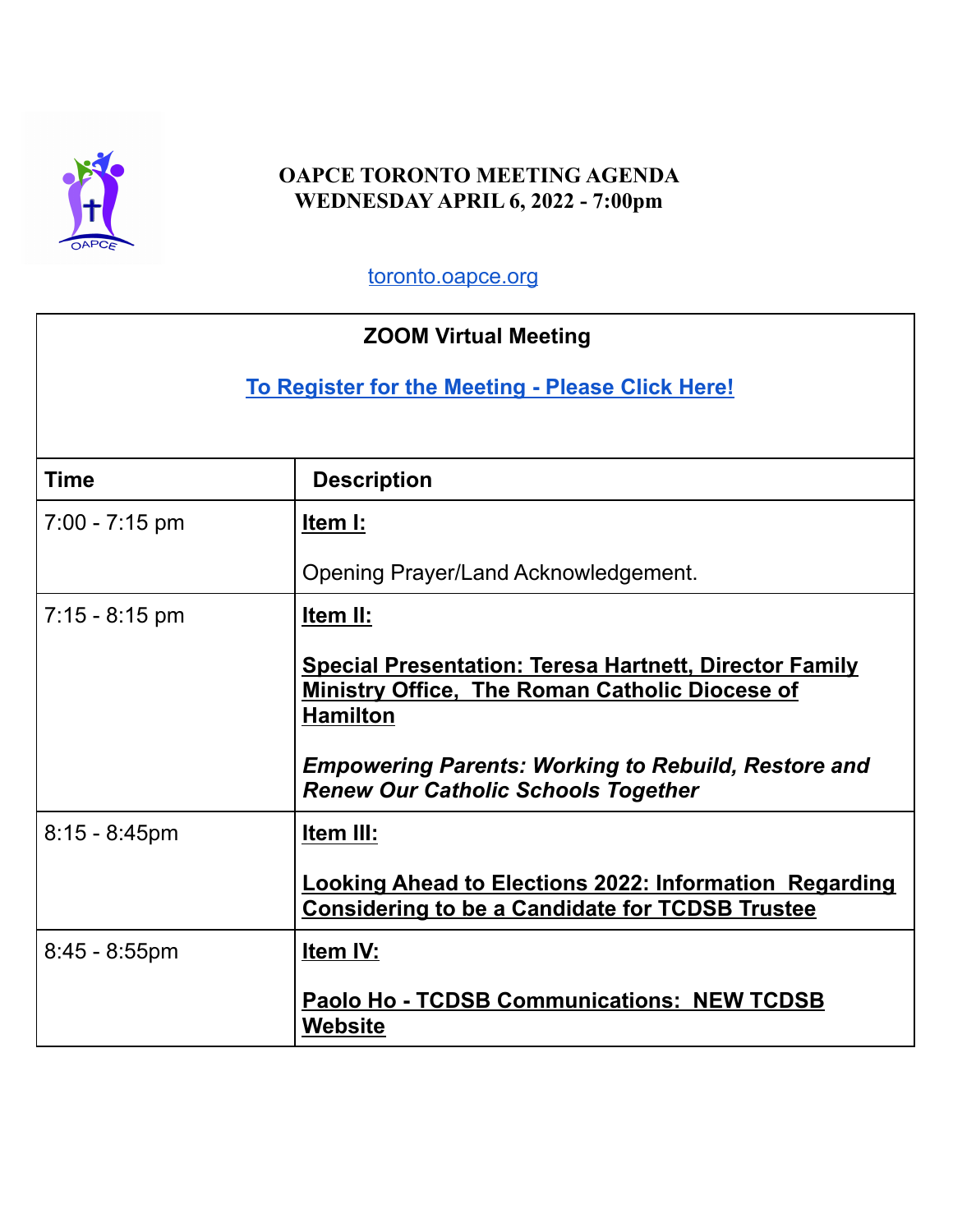# OAPCE TORONTO MEETING AGENDA
## WEDNESDAY APRIL 6, 2022 - 7:00pm

[toronto.oapce.org](toronto.oapce.org)

**ZOOM Virtual Meeting**

**To Register for the Meeting - Please Click Here!**

| Time | Description |
|---|---|
| 7:00 - 7:15 pm | **Item I:**<br><br>Opening Prayer/Land Acknowledgement. |
| 7:15 - 8:15 pm | **Item II:**<br><br>**Special Presentation: Teresa Hartnett, Director Family Ministry Office, The Roman Catholic Diocese of Hamilton**<br><br>***Empowering Parents: Working to Rebuild, Restore and Renew Our Catholic Schools Together*** |
| 8:15 - 8:45pm | **Item III:**<br><br>**Looking Ahead to Elections 2022: Information Regarding Considering to be a Candidate for TCDSB Trustee** |
| 8:45 - 8:55pm | **Item IV:**<br><br>**Paolo Ho - TCDSB Communications: NEW TCDSB Website** |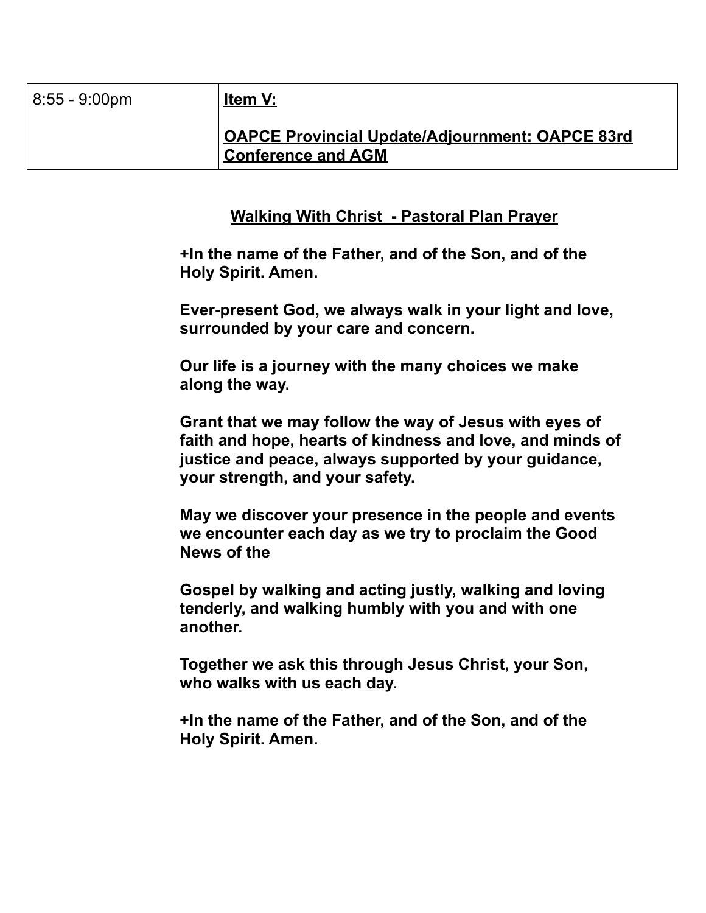| | |
|---|---|
| 8:55 - 9:00pm | **Item V:** <br><br> **OAPCE Provincial Update/Adjournment: OAPCE 83rd Conference and AGM** |

## Walking With Christ - Pastoral Plan Prayer

**+In the name of the Father, and of the Son, and of the Holy Spirit. Amen.**

**Ever-present God, we always walk in your light and love, surrounded by your care and concern.**

**Our life is a journey with the many choices we make along the way.**

**Grant that we may follow the way of Jesus with eyes of faith and hope, hearts of kindness and love, and minds of justice and peace, always supported by your guidance, your strength, and your safety.**

**May we discover your presence in the people and events we encounter each day as we try to proclaim the Good News of the**

**Gospel by walking and acting justly, walking and loving tenderly, and walking humbly with you and with one another.**

**Together we ask this through Jesus Christ, your Son, who walks with us each day.**

**+In the name of the Father, and of the Son, and of the Holy Spirit. Amen.**